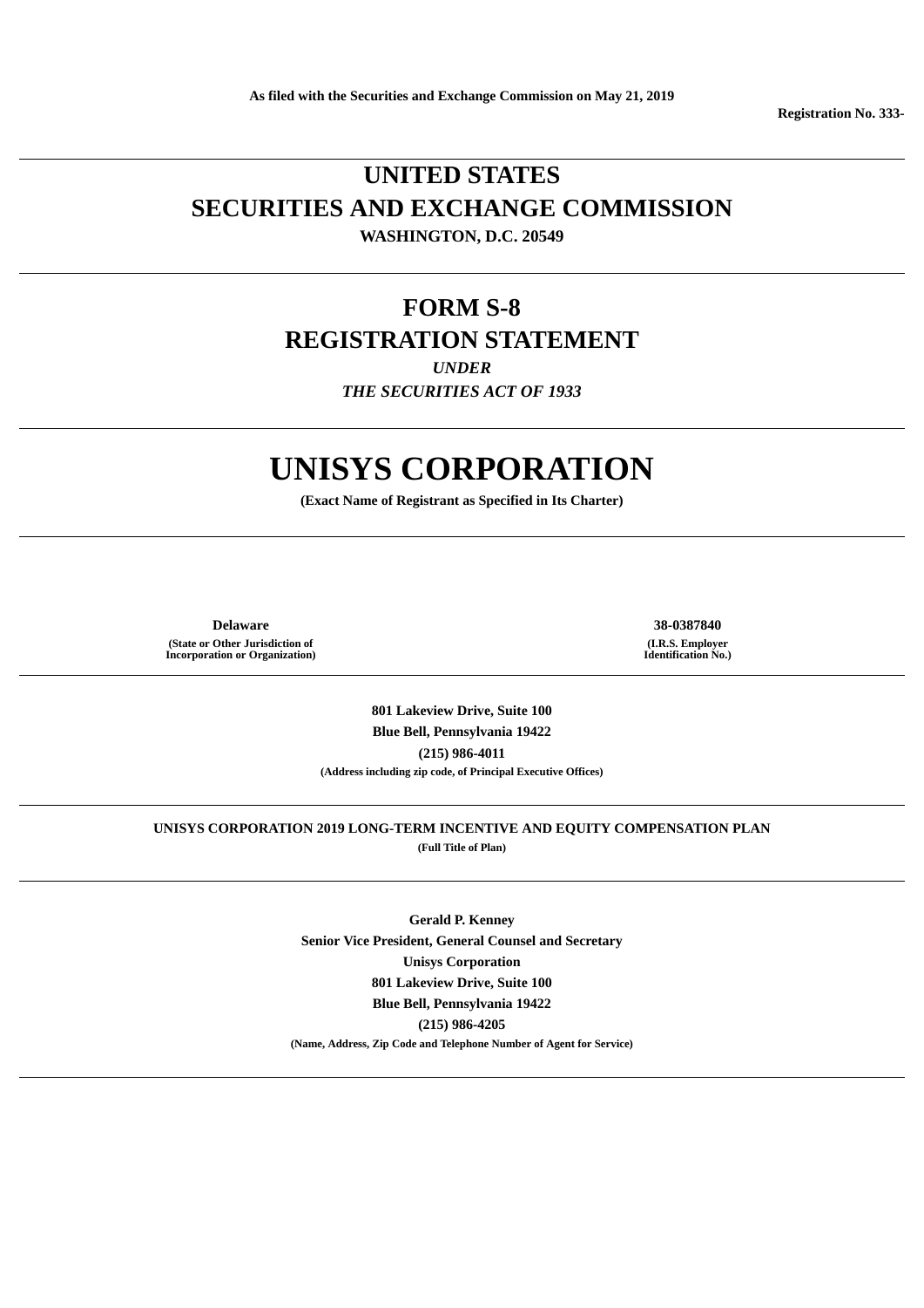**As filed with the Securities and Exchange Commission on May 21, 2019**

**Registration No. 333-**

---

# UNITED STATES
# SECURITIES AND EXCHANGE COMMISSION

**WASHINGTON, D.C. 20549**

---

## FORM S-8
## REGISTRATION STATEMENT

***UNDER***

***THE SECURITIES ACT OF 1933***

---

# UNISYS CORPORATION

**(Exact Name of Registrant as Specified in Its Charter)**

---

| **Delaware** | **38-0387840** |
|---|---|
| **(State or Other Jurisdiction of Incorporation or Organization)** | **(I.R.S. Employer Identification No.)** |

---

**801 Lakeview Drive, Suite 100**

**Blue Bell, Pennsylvania 19422**

**(215) 986-4011**

**(Address including zip code, of Principal Executive Offices)**

---

**UNISYS CORPORATION 2019 LONG-TERM INCENTIVE AND EQUITY COMPENSATION PLAN**

**(Full Title of Plan)**

---

**Gerald P. Kenney**

**Senior Vice President, General Counsel and Secretary**

**Unisys Corporation**

**801 Lakeview Drive, Suite 100**

**Blue Bell, Pennsylvania 19422**

**(215) 986-4205**

**(Name, Address, Zip Code and Telephone Number of Agent for Service)**

---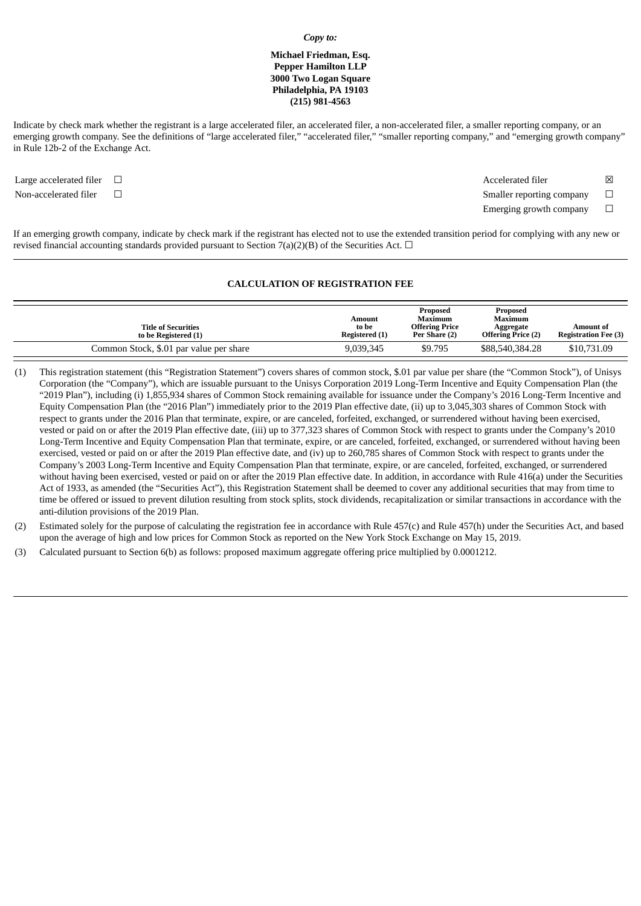***Copy to:***

**Michael Friedman, Esq.**
**Pepper Hamilton LLP**
**3000 Two Logan Square**
**Philadelphia, PA 19103**
**(215) 981-4563**

Indicate by check mark whether the registrant is a large accelerated filer, an accelerated filer, a non-accelerated filer, a smaller reporting company, or an emerging growth company. See the definitions of “large accelerated filer,” “accelerated filer,” “smaller reporting company,” and “emerging growth company” in Rule 12b-2 of the Exchange Act.

| | | | |
|---|---|---|---|
| Large accelerated filer | ☐ | Accelerated filer | ☒ |
| Non-accelerated filer | ☐ | Smaller reporting company | ☐ |
| | | Emerging growth company | ☐ |

If an emerging growth company, indicate by check mark if the registrant has elected not to use the extended transition period for complying with any new or revised financial accounting standards provided pursuant to Section 7(a)(2)(B) of the Securities Act. ☐

---

**CALCULATION OF REGISTRATION FEE**

| Title of Securities to be Registered (1) | Amount to be Registered (1) | Proposed Maximum Offering Price Per Share (2) | Proposed Maximum Aggregate Offering Price (2) | Amount of Registration Fee (3) |
|---|---|---|---|---|
| Common Stock, $.01 par value per share | 9,039,345 | $9.795 | $88,540,384.28 | $10,731.09 |

(1) This registration statement (this “Registration Statement”) covers shares of common stock, $.01 par value per share (the “Common Stock”), of Unisys Corporation (the “Company”), which are issuable pursuant to the Unisys Corporation 2019 Long-Term Incentive and Equity Compensation Plan (the “2019 Plan”), including (i) 1,855,934 shares of Common Stock remaining available for issuance under the Company’s 2016 Long-Term Incentive and Equity Compensation Plan (the “2016 Plan”) immediately prior to the 2019 Plan effective date, (ii) up to 3,045,303 shares of Common Stock with respect to grants under the 2016 Plan that terminate, expire, or are canceled, forfeited, exchanged, or surrendered without having been exercised, vested or paid on or after the 2019 Plan effective date, (iii) up to 377,323 shares of Common Stock with respect to grants under the Company’s 2010 Long-Term Incentive and Equity Compensation Plan that terminate, expire, or are canceled, forfeited, exchanged, or surrendered without having been exercised, vested or paid on or after the 2019 Plan effective date, and (iv) up to 260,785 shares of Common Stock with respect to grants under the Company’s 2003 Long-Term Incentive and Equity Compensation Plan that terminate, expire, or are canceled, forfeited, exchanged, or surrendered without having been exercised, vested or paid on or after the 2019 Plan effective date. In addition, in accordance with Rule 416(a) under the Securities Act of 1933, as amended (the “Securities Act”), this Registration Statement shall be deemed to cover any additional securities that may from time to time be offered or issued to prevent dilution resulting from stock splits, stock dividends, recapitalization or similar transactions in accordance with the anti-dilution provisions of the 2019 Plan.

(2) Estimated solely for the purpose of calculating the registration fee in accordance with Rule 457(c) and Rule 457(h) under the Securities Act, and based upon the average of high and low prices for Common Stock as reported on the New York Stock Exchange on May 15, 2019.

(3) Calculated pursuant to Section 6(b) as follows: proposed maximum aggregate offering price multiplied by 0.0001212.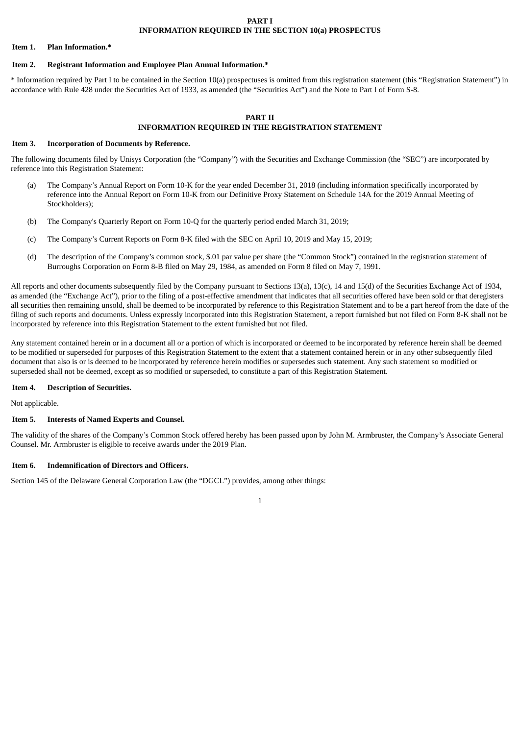# PART I
# INFORMATION REQUIRED IN THE SECTION 10(a) PROSPECTUS

**Item 1. Plan Information.***

**Item 2. Registrant Information and Employee Plan Annual Information.***

* Information required by Part I to be contained in the Section 10(a) prospectuses is omitted from this registration statement (this "Registration Statement") in accordance with Rule 428 under the Securities Act of 1933, as amended (the "Securities Act") and the Note to Part I of Form S-8.

# PART II
# INFORMATION REQUIRED IN THE REGISTRATION STATEMENT

**Item 3. Incorporation of Documents by Reference.**

The following documents filed by Unisys Corporation (the "Company") with the Securities and Exchange Commission (the "SEC") are incorporated by reference into this Registration Statement:

(a) The Company's Annual Report on Form 10-K for the year ended December 31, 2018 (including information specifically incorporated by reference into the Annual Report on Form 10-K from our Definitive Proxy Statement on Schedule 14A for the 2019 Annual Meeting of Stockholders);

(b) The Company's Quarterly Report on Form 10-Q for the quarterly period ended March 31, 2019;

(c) The Company's Current Reports on Form 8-K filed with the SEC on April 10, 2019 and May 15, 2019;

(d) The description of the Company's common stock, $.01 par value per share (the "Common Stock") contained in the registration statement of Burroughs Corporation on Form 8-B filed on May 29, 1984, as amended on Form 8 filed on May 7, 1991.

All reports and other documents subsequently filed by the Company pursuant to Sections 13(a), 13(c), 14 and 15(d) of the Securities Exchange Act of 1934, as amended (the "Exchange Act"), prior to the filing of a post-effective amendment that indicates that all securities offered have been sold or that deregisters all securities then remaining unsold, shall be deemed to be incorporated by reference to this Registration Statement and to be a part hereof from the date of the filing of such reports and documents. Unless expressly incorporated into this Registration Statement, a report furnished but not filed on Form 8-K shall not be incorporated by reference into this Registration Statement to the extent furnished but not filed.

Any statement contained herein or in a document all or a portion of which is incorporated or deemed to be incorporated by reference herein shall be deemed to be modified or superseded for purposes of this Registration Statement to the extent that a statement contained herein or in any other subsequently filed document that also is or is deemed to be incorporated by reference herein modifies or supersedes such statement. Any such statement so modified or superseded shall not be deemed, except as so modified or superseded, to constitute a part of this Registration Statement.

**Item 4. Description of Securities.**

Not applicable.

**Item 5. Interests of Named Experts and Counsel.**

The validity of the shares of the Company's Common Stock offered hereby has been passed upon by John M. Armbruster, the Company's Associate General Counsel. Mr. Armbruster is eligible to receive awards under the 2019 Plan.

**Item 6. Indemnification of Directors and Officers.**

Section 145 of the Delaware General Corporation Law (the "DGCL") provides, among other things: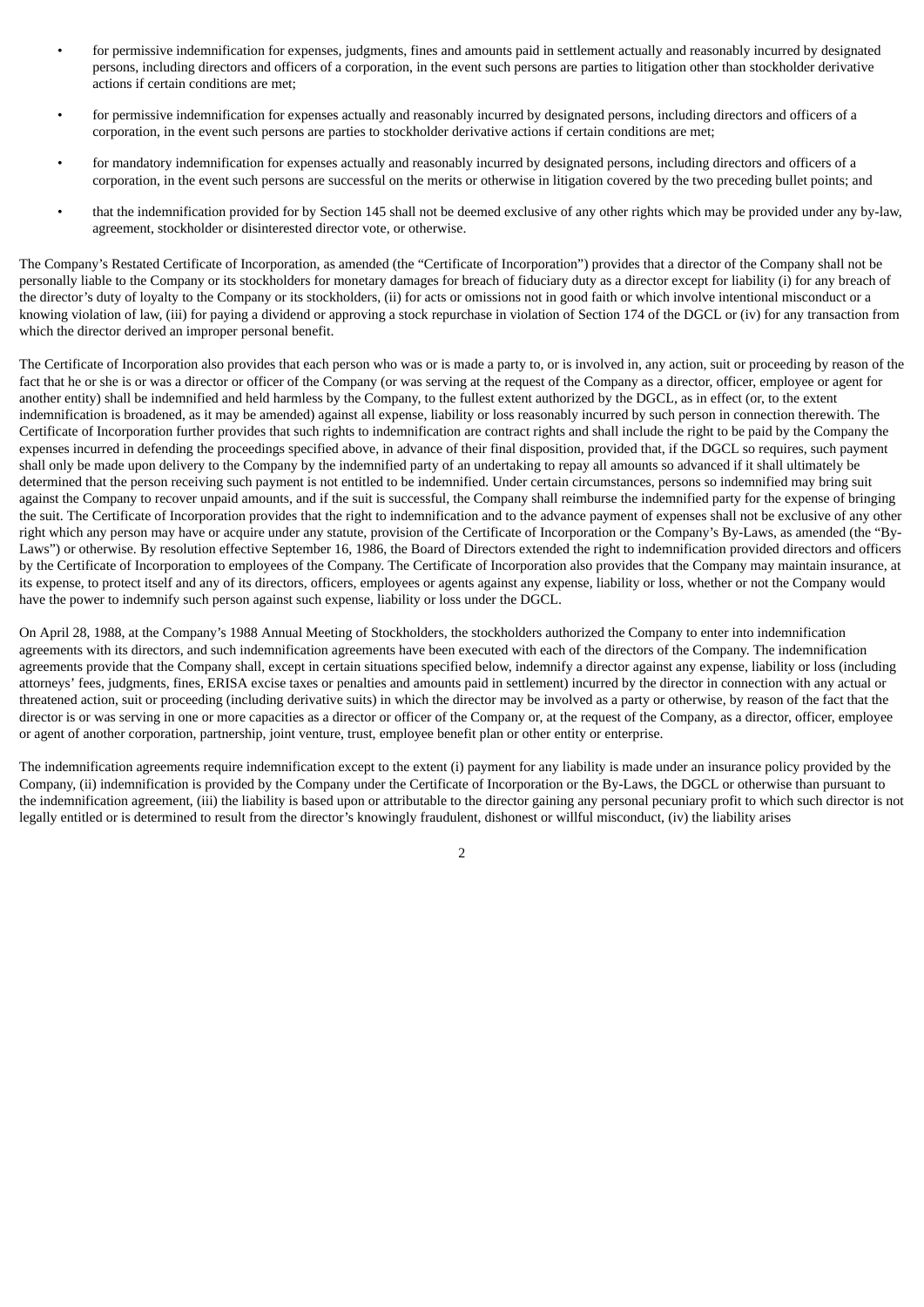- for permissive indemnification for expenses, judgments, fines and amounts paid in settlement actually and reasonably incurred by designated persons, including directors and officers of a corporation, in the event such persons are parties to litigation other than stockholder derivative actions if certain conditions are met;
- for permissive indemnification for expenses actually and reasonably incurred by designated persons, including directors and officers of a corporation, in the event such persons are parties to stockholder derivative actions if certain conditions are met;
- for mandatory indemnification for expenses actually and reasonably incurred by designated persons, including directors and officers of a corporation, in the event such persons are successful on the merits or otherwise in litigation covered by the two preceding bullet points; and
- that the indemnification provided for by Section 145 shall not be deemed exclusive of any other rights which may be provided under any by-law, agreement, stockholder or disinterested director vote, or otherwise.

The Company's Restated Certificate of Incorporation, as amended (the "Certificate of Incorporation") provides that a director of the Company shall not be personally liable to the Company or its stockholders for monetary damages for breach of fiduciary duty as a director except for liability (i) for any breach of the director's duty of loyalty to the Company or its stockholders, (ii) for acts or omissions not in good faith or which involve intentional misconduct or a knowing violation of law, (iii) for paying a dividend or approving a stock repurchase in violation of Section 174 of the DGCL or (iv) for any transaction from which the director derived an improper personal benefit.

The Certificate of Incorporation also provides that each person who was or is made a party to, or is involved in, any action, suit or proceeding by reason of the fact that he or she is or was a director or officer of the Company (or was serving at the request of the Company as a director, officer, employee or agent for another entity) shall be indemnified and held harmless by the Company, to the fullest extent authorized by the DGCL, as in effect (or, to the extent indemnification is broadened, as it may be amended) against all expense, liability or loss reasonably incurred by such person in connection therewith. The Certificate of Incorporation further provides that such rights to indemnification are contract rights and shall include the right to be paid by the Company the expenses incurred in defending the proceedings specified above, in advance of their final disposition, provided that, if the DGCL so requires, such payment shall only be made upon delivery to the Company by the indemnified party of an undertaking to repay all amounts so advanced if it shall ultimately be determined that the person receiving such payment is not entitled to be indemnified. Under certain circumstances, persons so indemnified may bring suit against the Company to recover unpaid amounts, and if the suit is successful, the Company shall reimburse the indemnified party for the expense of bringing the suit. The Certificate of Incorporation provides that the right to indemnification and to the advance payment of expenses shall not be exclusive of any other right which any person may have or acquire under any statute, provision of the Certificate of Incorporation or the Company's By-Laws, as amended (the "By-Laws") or otherwise. By resolution effective September 16, 1986, the Board of Directors extended the right to indemnification provided directors and officers by the Certificate of Incorporation to employees of the Company. The Certificate of Incorporation also provides that the Company may maintain insurance, at its expense, to protect itself and any of its directors, officers, employees or agents against any expense, liability or loss, whether or not the Company would have the power to indemnify such person against such expense, liability or loss under the DGCL.

On April 28, 1988, at the Company's 1988 Annual Meeting of Stockholders, the stockholders authorized the Company to enter into indemnification agreements with its directors, and such indemnification agreements have been executed with each of the directors of the Company. The indemnification agreements provide that the Company shall, except in certain situations specified below, indemnify a director against any expense, liability or loss (including attorneys' fees, judgments, fines, ERISA excise taxes or penalties and amounts paid in settlement) incurred by the director in connection with any actual or threatened action, suit or proceeding (including derivative suits) in which the director may be involved as a party or otherwise, by reason of the fact that the director is or was serving in one or more capacities as a director or officer of the Company or, at the request of the Company, as a director, officer, employee or agent of another corporation, partnership, joint venture, trust, employee benefit plan or other entity or enterprise.

The indemnification agreements require indemnification except to the extent (i) payment for any liability is made under an insurance policy provided by the Company, (ii) indemnification is provided by the Company under the Certificate of Incorporation or the By-Laws, the DGCL or otherwise than pursuant to the indemnification agreement, (iii) the liability is based upon or attributable to the director gaining any personal pecuniary profit to which such director is not legally entitled or is determined to result from the director's knowingly fraudulent, dishonest or willful misconduct, (iv) the liability arises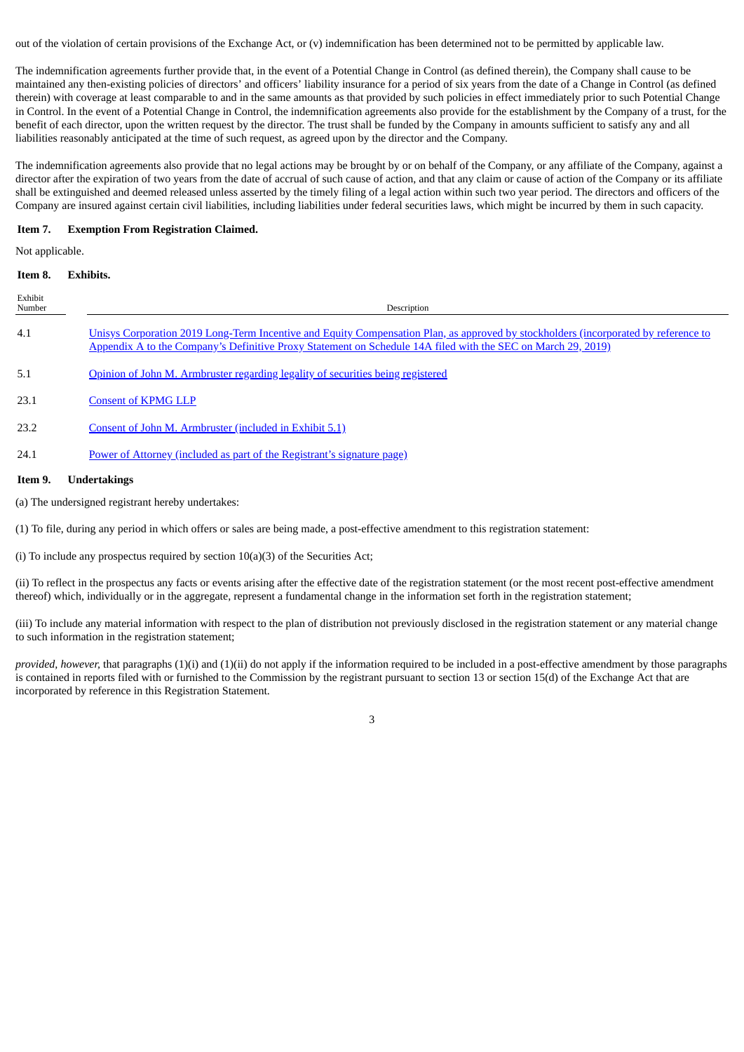out of the violation of certain provisions of the Exchange Act, or (v) indemnification has been determined not to be permitted by applicable law.

The indemnification agreements further provide that, in the event of a Potential Change in Control (as defined therein), the Company shall cause to be maintained any then-existing policies of directors' and officers' liability insurance for a period of six years from the date of a Change in Control (as defined therein) with coverage at least comparable to and in the same amounts as that provided by such policies in effect immediately prior to such Potential Change in Control. In the event of a Potential Change in Control, the indemnification agreements also provide for the establishment by the Company of a trust, for the benefit of each director, upon the written request by the director. The trust shall be funded by the Company in amounts sufficient to satisfy any and all liabilities reasonably anticipated at the time of such request, as agreed upon by the director and the Company.

The indemnification agreements also provide that no legal actions may be brought by or on behalf of the Company, or any affiliate of the Company, against a director after the expiration of two years from the date of accrual of such cause of action, and that any claim or cause of action of the Company or its affiliate shall be extinguished and deemed released unless asserted by the timely filing of a legal action within such two year period. The directors and officers of the Company are insured against certain civil liabilities, including liabilities under federal securities laws, which might be incurred by them in such capacity.

**Item 7. Exemption From Registration Claimed.**

Not applicable.

**Item 8. Exhibits.**

| Exhibit Number | Description |
|---|---|
| 4.1 | Unisys Corporation 2019 Long-Term Incentive and Equity Compensation Plan, as approved by stockholders (incorporated by reference to Appendix A to the Company's Definitive Proxy Statement on Schedule 14A filed with the SEC on March 29, 2019) |
| 5.1 | Opinion of John M. Armbruster regarding legality of securities being registered |
| 23.1 | Consent of KPMG LLP |
| 23.2 | Consent of John M. Armbruster (included in Exhibit 5.1) |
| 24.1 | Power of Attorney (included as part of the Registrant's signature page) |

**Item 9. Undertakings**

(a) The undersigned registrant hereby undertakes:

(1) To file, during any period in which offers or sales are being made, a post-effective amendment to this registration statement:

(i) To include any prospectus required by section 10(a)(3) of the Securities Act;

(ii) To reflect in the prospectus any facts or events arising after the effective date of the registration statement (or the most recent post-effective amendment thereof) which, individually or in the aggregate, represent a fundamental change in the information set forth in the registration statement;

(iii) To include any material information with respect to the plan of distribution not previously disclosed in the registration statement or any material change to such information in the registration statement;

*provided, however,* that paragraphs (1)(i) and (1)(ii) do not apply if the information required to be included in a post-effective amendment by those paragraphs is contained in reports filed with or furnished to the Commission by the registrant pursuant to section 13 or section 15(d) of the Exchange Act that are incorporated by reference in this Registration Statement.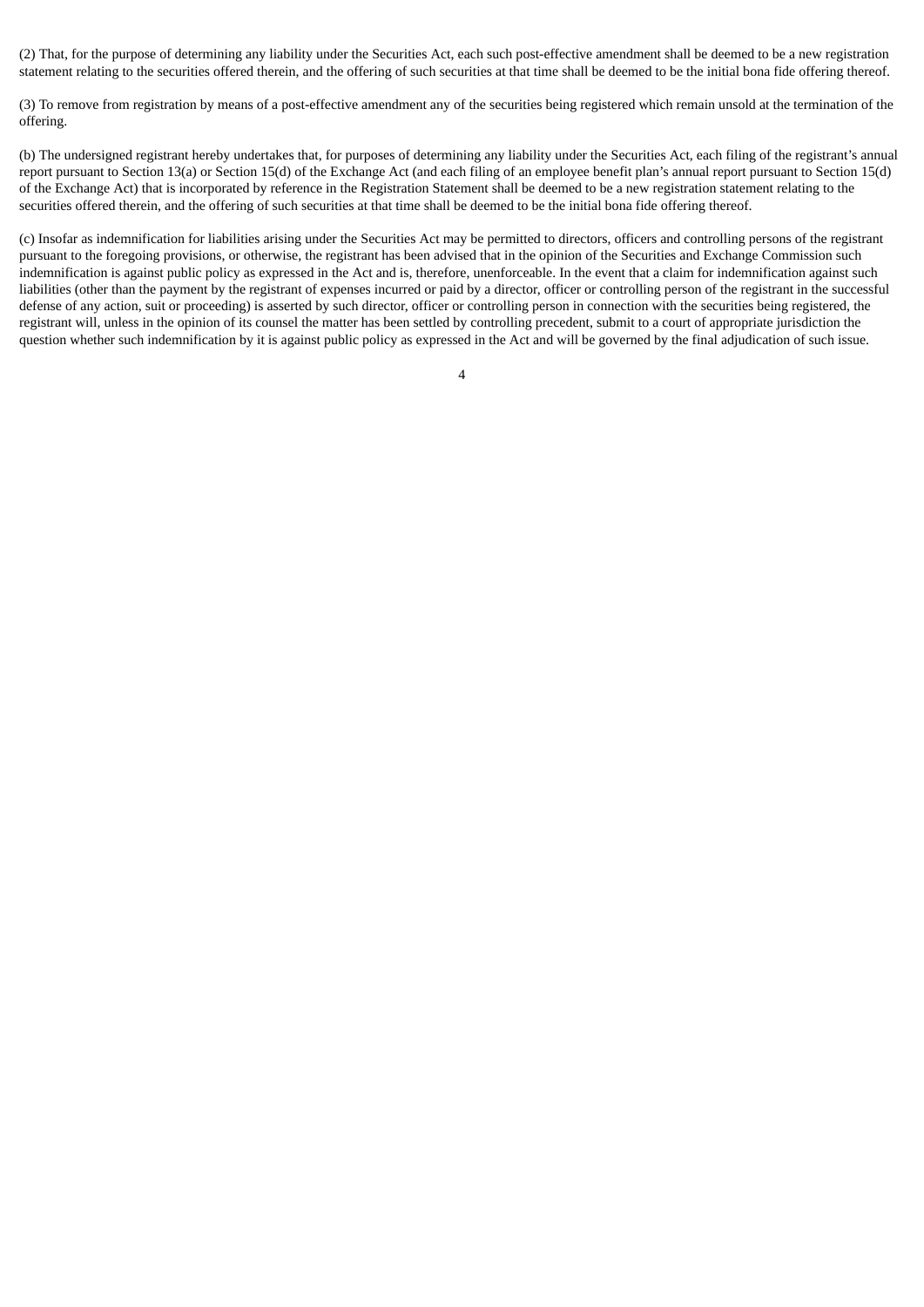(2) That, for the purpose of determining any liability under the Securities Act, each such post-effective amendment shall be deemed to be a new registration statement relating to the securities offered therein, and the offering of such securities at that time shall be deemed to be the initial bona fide offering thereof.

(3) To remove from registration by means of a post-effective amendment any of the securities being registered which remain unsold at the termination of the offering.

(b) The undersigned registrant hereby undertakes that, for purposes of determining any liability under the Securities Act, each filing of the registrant's annual report pursuant to Section 13(a) or Section 15(d) of the Exchange Act (and each filing of an employee benefit plan's annual report pursuant to Section 15(d) of the Exchange Act) that is incorporated by reference in the Registration Statement shall be deemed to be a new registration statement relating to the securities offered therein, and the offering of such securities at that time shall be deemed to be the initial bona fide offering thereof.

(c) Insofar as indemnification for liabilities arising under the Securities Act may be permitted to directors, officers and controlling persons of the registrant pursuant to the foregoing provisions, or otherwise, the registrant has been advised that in the opinion of the Securities and Exchange Commission such indemnification is against public policy as expressed in the Act and is, therefore, unenforceable. In the event that a claim for indemnification against such liabilities (other than the payment by the registrant of expenses incurred or paid by a director, officer or controlling person of the registrant in the successful defense of any action, suit or proceeding) is asserted by such director, officer or controlling person in connection with the securities being registered, the registrant will, unless in the opinion of its counsel the matter has been settled by controlling precedent, submit to a court of appropriate jurisdiction the question whether such indemnification by it is against public policy as expressed in the Act and will be governed by the final adjudication of such issue.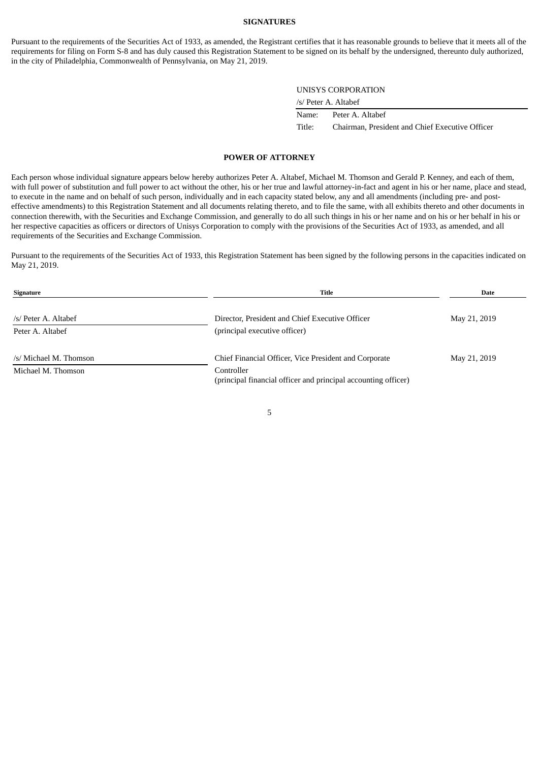## SIGNATURES

Pursuant to the requirements of the Securities Act of 1933, as amended, the Registrant certifies that it has reasonable grounds to believe that it meets all of the requirements for filing on Form S-8 and has duly caused this Registration Statement to be signed on its behalf by the undersigned, thereunto duly authorized, in the city of Philadelphia, Commonwealth of Pennsylvania, on May 21, 2019.

UNISYS CORPORATION

/s/ Peter A. Altabef

Name: Peter A. Altabef

Title: Chairman, President and Chief Executive Officer

## POWER OF ATTORNEY

Each person whose individual signature appears below hereby authorizes Peter A. Altabef, Michael M. Thomson and Gerald P. Kenney, and each of them, with full power of substitution and full power to act without the other, his or her true and lawful attorney-in-fact and agent in his or her name, place and stead, to execute in the name and on behalf of such person, individually and in each capacity stated below, any and all amendments (including pre- and post-effective amendments) to this Registration Statement and all documents relating thereto, and to file the same, with all exhibits thereto and other documents in connection therewith, with the Securities and Exchange Commission, and generally to do all such things in his or her name and on his or her behalf in his or her respective capacities as officers or directors of Unisys Corporation to comply with the provisions of the Securities Act of 1933, as amended, and all requirements of the Securities and Exchange Commission.

Pursuant to the requirements of the Securities Act of 1933, this Registration Statement has been signed by the following persons in the capacities indicated on May 21, 2019.

| Signature | Title | Date |
| --- | --- | --- |
| /s/ Peter A. Altabef<br>Peter A. Altabef | Director, President and Chief Executive Officer<br>(principal executive officer) | May 21, 2019 |
| /s/ Michael M. Thomson<br>Michael M. Thomson | Chief Financial Officer, Vice President and Corporate Controller<br>(principal financial officer and principal accounting officer) | May 21, 2019 |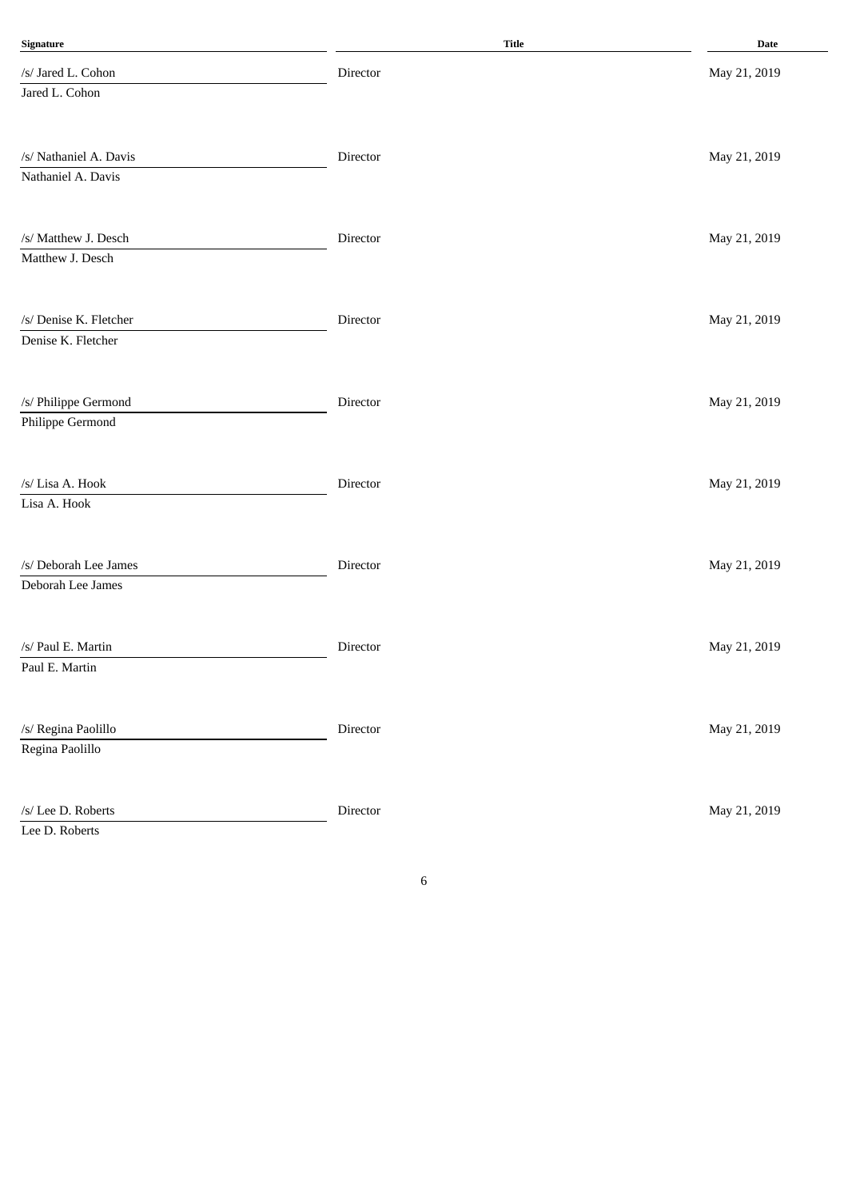| Signature | Title | Date |
| --- | --- | --- |
| /s/ Jared L. Cohon<br>Jared L. Cohon | Director | May 21, 2019 |
| /s/ Nathaniel A. Davis<br>Nathaniel A. Davis | Director | May 21, 2019 |
| /s/ Matthew J. Desch<br>Matthew J. Desch | Director | May 21, 2019 |
| /s/ Denise K. Fletcher<br>Denise K. Fletcher | Director | May 21, 2019 |
| /s/ Philippe Germond<br>Philippe Germond | Director | May 21, 2019 |
| /s/ Lisa A. Hook<br>Lisa A. Hook | Director | May 21, 2019 |
| /s/ Deborah Lee James<br>Deborah Lee James | Director | May 21, 2019 |
| /s/ Paul E. Martin<br>Paul E. Martin | Director | May 21, 2019 |
| /s/ Regina Paolillo<br>Regina Paolillo | Director | May 21, 2019 |
| /s/ Lee D. Roberts<br>Lee D. Roberts | Director | May 21, 2019 |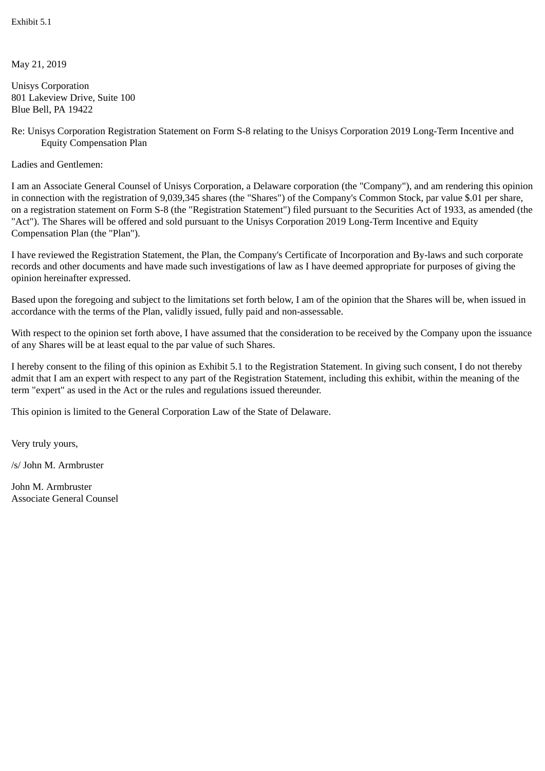Exhibit 5.1

May 21, 2019

Unisys Corporation
801 Lakeview Drive, Suite 100
Blue Bell, PA 19422

Re: Unisys Corporation Registration Statement on Form S-8 relating to the Unisys Corporation 2019 Long-Term Incentive and Equity Compensation Plan

Ladies and Gentlemen:

I am an Associate General Counsel of Unisys Corporation, a Delaware corporation (the "Company"), and am rendering this opinion in connection with the registration of 9,039,345 shares (the "Shares") of the Company's Common Stock, par value $.01 per share, on a registration statement on Form S-8 (the "Registration Statement") filed pursuant to the Securities Act of 1933, as amended (the "Act"). The Shares will be offered and sold pursuant to the Unisys Corporation 2019 Long-Term Incentive and Equity Compensation Plan (the "Plan").

I have reviewed the Registration Statement, the Plan, the Company's Certificate of Incorporation and By-laws and such corporate records and other documents and have made such investigations of law as I have deemed appropriate for purposes of giving the opinion hereinafter expressed.

Based upon the foregoing and subject to the limitations set forth below, I am of the opinion that the Shares will be, when issued in accordance with the terms of the Plan, validly issued, fully paid and non-assessable.

With respect to the opinion set forth above, I have assumed that the consideration to be received by the Company upon the issuance of any Shares will be at least equal to the par value of such Shares.

I hereby consent to the filing of this opinion as Exhibit 5.1 to the Registration Statement. In giving such consent, I do not thereby admit that I am an expert with respect to any part of the Registration Statement, including this exhibit, within the meaning of the term "expert" as used in the Act or the rules and regulations issued thereunder.

This opinion is limited to the General Corporation Law of the State of Delaware.

Very truly yours,

/s/ John M. Armbruster

John M. Armbruster
Associate General Counsel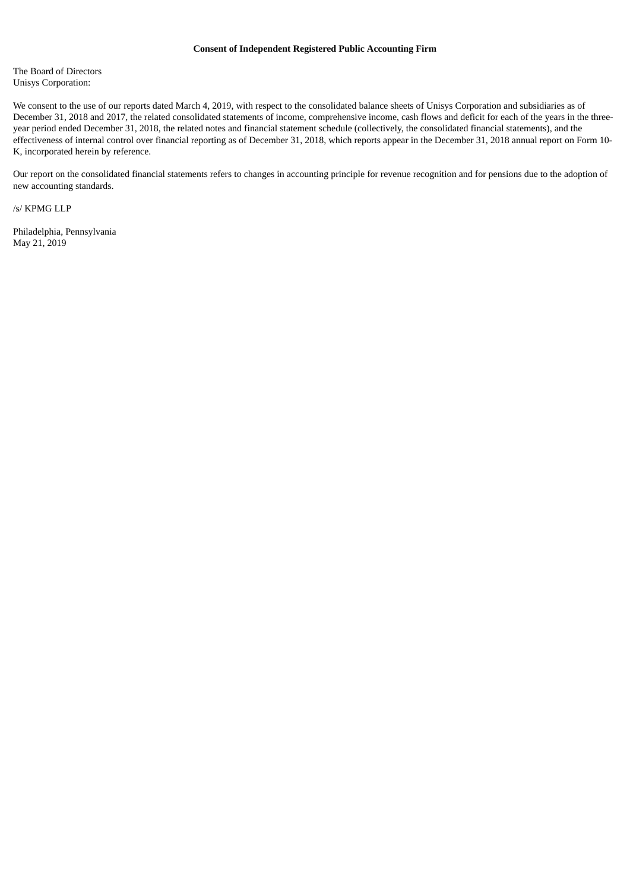**Consent of Independent Registered Public Accounting Firm**

The Board of Directors
Unisys Corporation:

We consent to the use of our reports dated March 4, 2019, with respect to the consolidated balance sheets of Unisys Corporation and subsidiaries as of December 31, 2018 and 2017, the related consolidated statements of income, comprehensive income, cash flows and deficit for each of the years in the three-year period ended December 31, 2018, the related notes and financial statement schedule (collectively, the consolidated financial statements), and the effectiveness of internal control over financial reporting as of December 31, 2018, which reports appear in the December 31, 2018 annual report on Form 10-K, incorporated herein by reference.

Our report on the consolidated financial statements refers to changes in accounting principle for revenue recognition and for pensions due to the adoption of new accounting standards.

/s/ KPMG LLP

Philadelphia, Pennsylvania
May 21, 2019